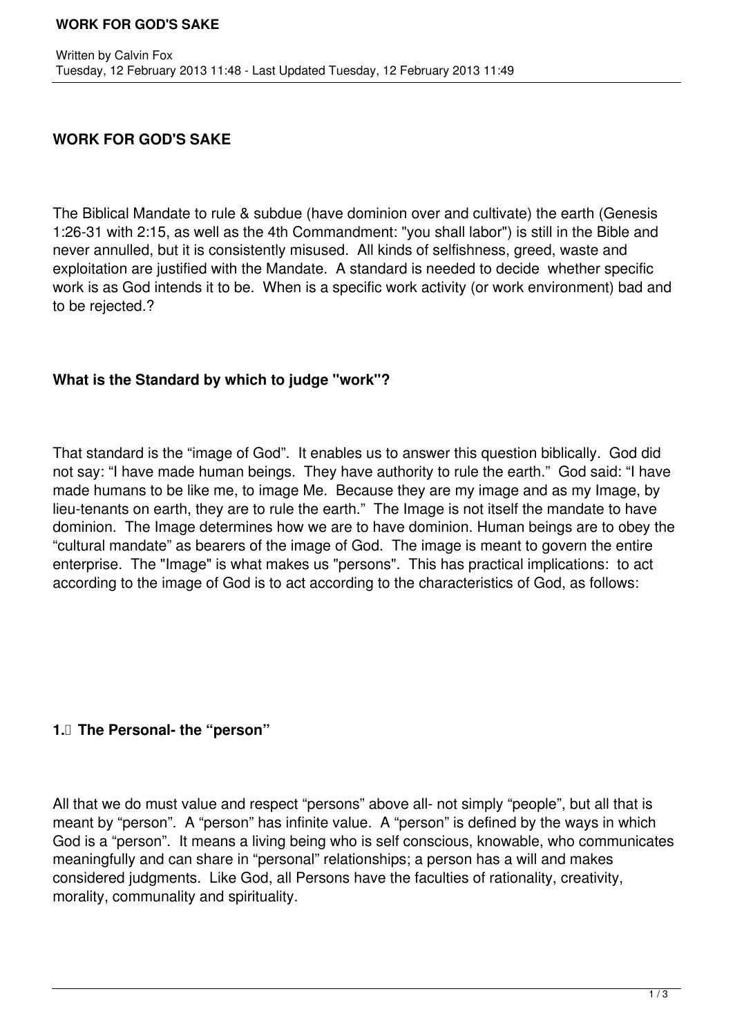## WORK FOR GOD'S SAKE

The Biblical Mandate to rule & subdue (have dominion over and cultivate) the earth (Genesis 1:26-31 with 2:15, as well as the 4th Commandment: "you shall labor") is still in the Bible and never annulled, but it is consistently misused. All kinds of selfishness, greed, waste and exploitation are justified with the Mandate. A standard is needed to decide whether specific work is as God intends it to be. When is a specific work activity (or work environment) bad and to be rejected.?

### What is the Standard by which to judge "work"?

That standard is the "image of God". It enables us to answer this question biblically. God did not say: "I have made human beings. They have authority to rule the earth." God said: "I have made humans to be like me, to image Me. Because they are my image and as my Image, by lieu-tenants on earth, they are to rule the earth." The Image is not itself the mandate to have dominion. The Image determines how we are to have dominion. Human beings are to obey the "cultural mandate" as bearers of the image of God. The image is meant to govern the entire enterprise. The "Image" is what makes us "persons". This has practical implications: to act according to the image of God is to act according to the characteristics of God, as follows:

### 1. The Personal- the "person"

All that we do must value and respect "persons" above all- not simply "people", but all that is meant by "person". A "person" has infinite value. A "person" is defined by the ways in which God is a "person". It means a living being who is self conscious, knowable, who communicates meaningfully and can share in "personal" relationships; a person has a will and makes considered judgments. Like God, all Persons have the faculties of rationality, creativity, morality, communality and spirituality.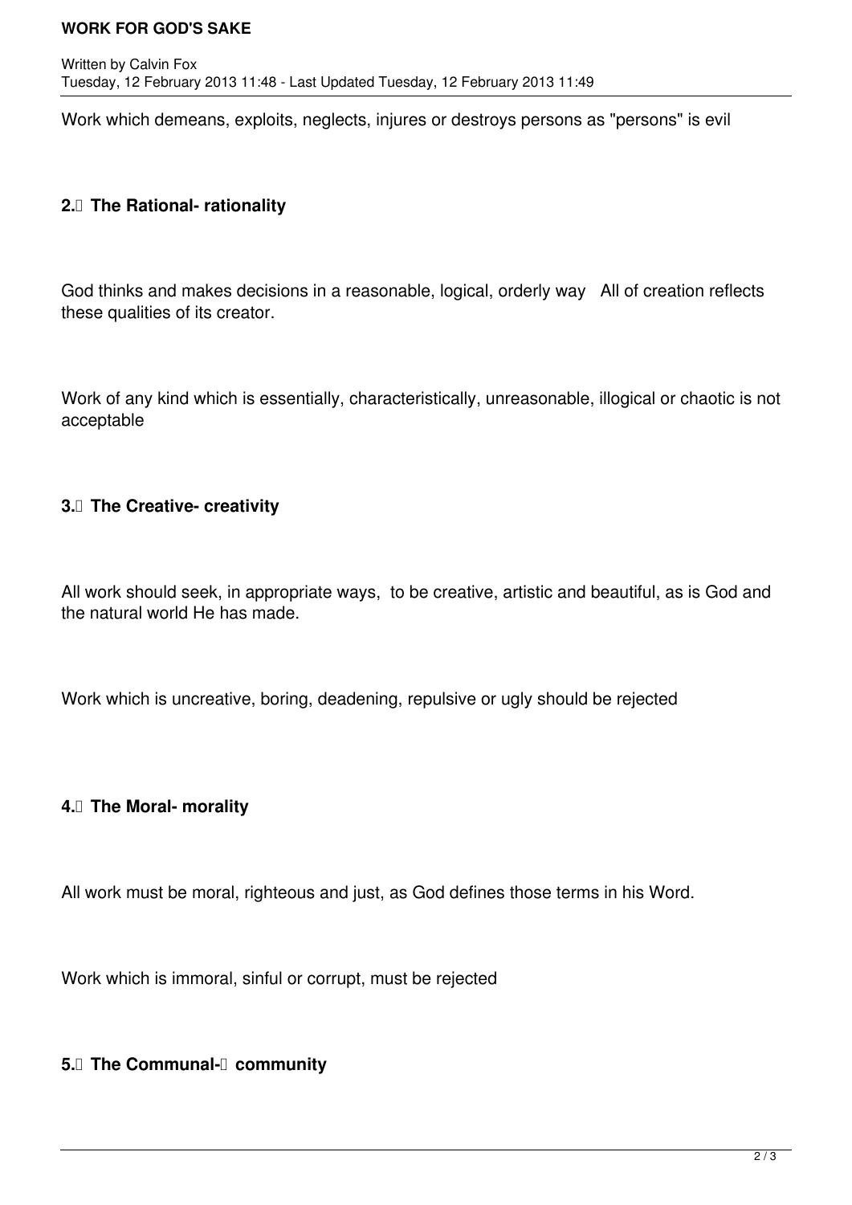Work which demeans, exploits, neglects, injures or destroys persons as "persons" is evil

**2. The Rational- rationality**

God thinks and makes decisions in a reasonable, logical, orderly way   All of creation reflects these qualities of its creator.

Work of any kind which is essentially, characteristically, unreasonable, illogical or chaotic is not acceptable

**3. The Creative- creativity**

All work should seek, in appropriate ways,  to be creative, artistic and beautiful, as is God and the natural world He has made.

Work which is uncreative, boring, deadening, repulsive or ugly should be rejected

**4. The Moral- morality**

All work must be moral, righteous and just, as God defines those terms in his Word.

Work which is immoral, sinful or corrupt, must be rejected

**5. The Communal- community**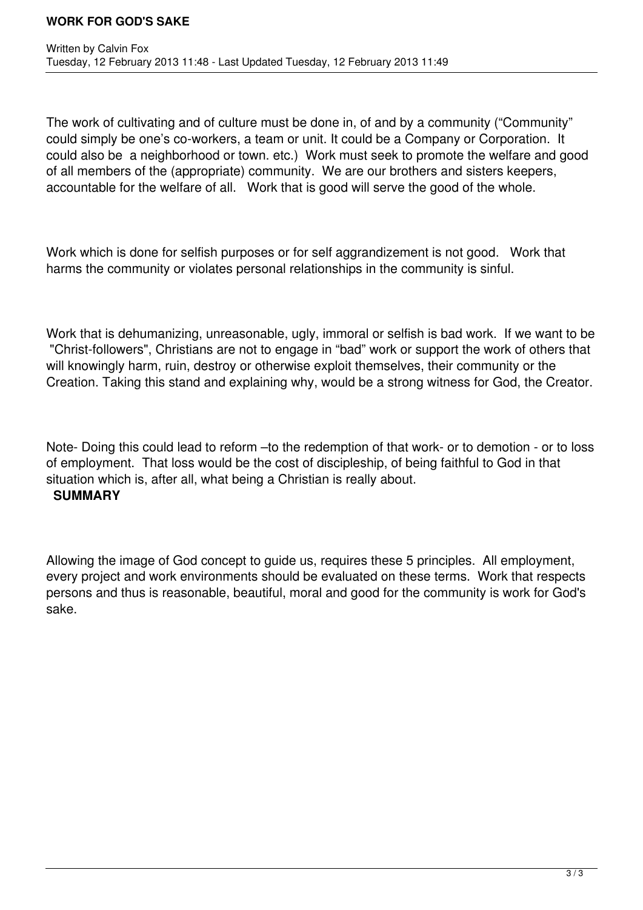The work of cultivating and of culture must be done in, of and by a community ("Community" could simply be one's co-workers, a team or unit. It could be a Company or Corporation. It could also be a neighborhood or town. etc.) Work must seek to promote the welfare and good of all members of the (appropriate) community. We are our brothers and sisters keepers, accountable for the welfare of all. Work that is good will serve the good of the whole.

Work which is done for selfish purposes or for self aggrandizement is not good. Work that harms the community or violates personal relationships in the community is sinful.

Work that is dehumanizing, unreasonable, ugly, immoral or selfish is bad work. If we want to be "Christ-followers", Christians are not to engage in "bad" work or support the work of others that will knowingly harm, ruin, destroy or otherwise exploit themselves, their community or the Creation. Taking this stand and explaining why, would be a strong witness for God, the Creator.

Note- Doing this could lead to reform –to the redemption of that work- or to demotion - or to loss of employment. That loss would be the cost of discipleship, of being faithful to God in that situation which is, after all, what being a Christian is really about.

**SUMMARY**

Allowing the image of God concept to guide us, requires these 5 principles. All employment, every project and work environments should be evaluated on these terms. Work that respects persons and thus is reasonable, beautiful, moral and good for the community is work for God's sake.